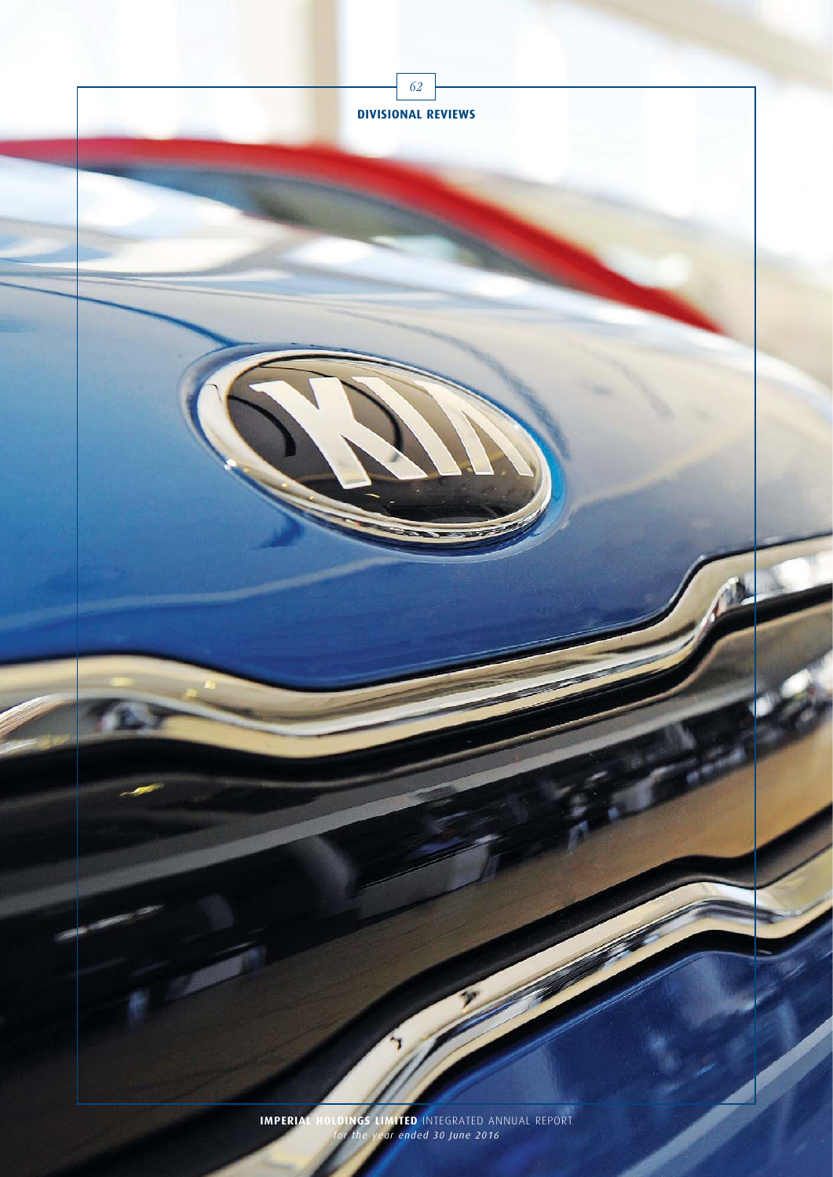# DIVISIONAL REVIEWS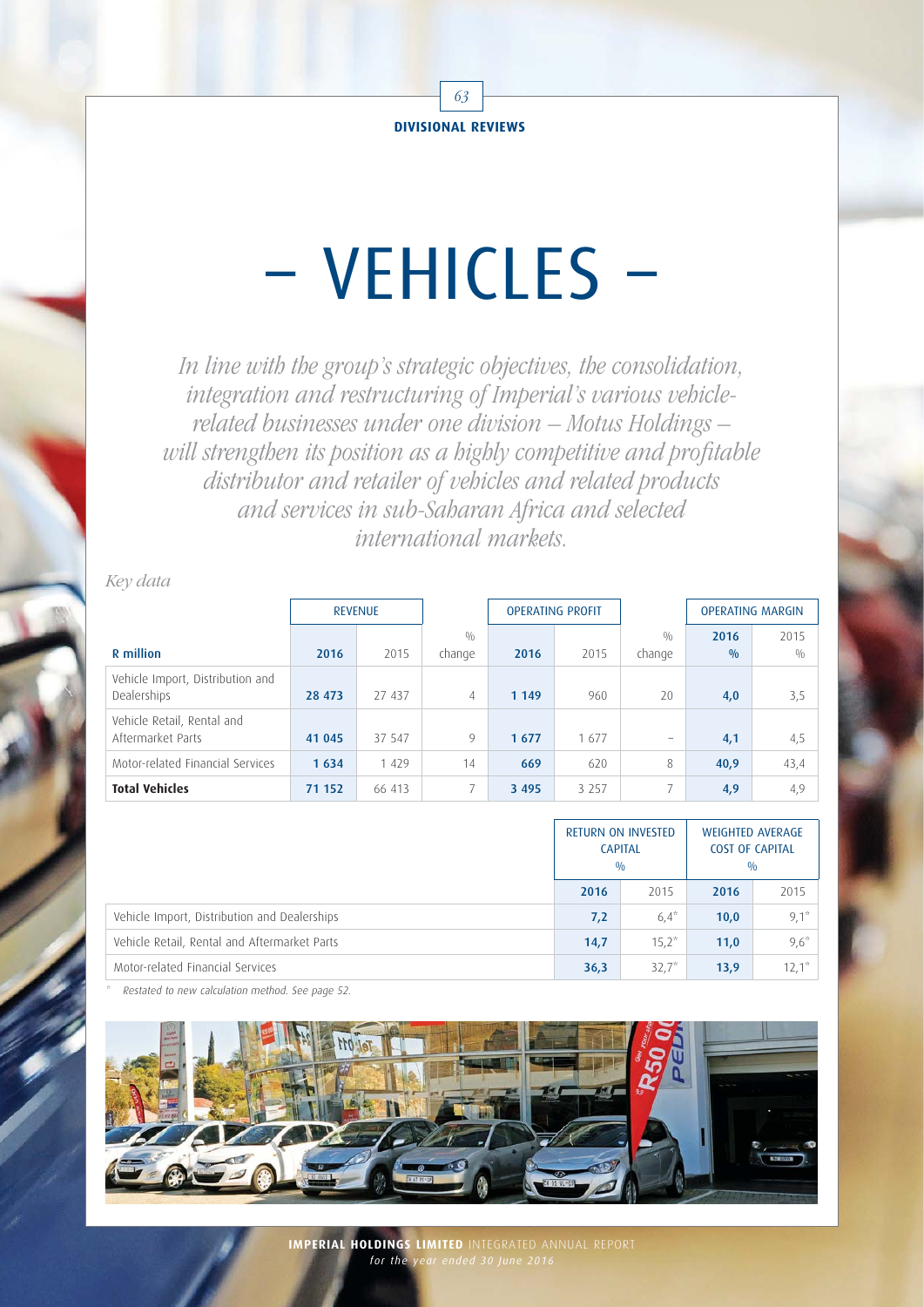DIVISIONAL REVIEWS

# – VEHICLES –

*In line with the group's strategic objectives, the consolidation, integration and restructuring of Imperial's various vehicle-related businesses under one division – Motus Holdings – will strengthen its position as a highly competitive and profitable distributor and retailer of vehicles and related products and services in sub-Saharan Africa and selected international markets.*

*Key data*

| R million | Revenue 2016 | Revenue 2015 | % change | Operating profit 2016 | Operating profit 2015 | % change | Operating margin 2016 % | Operating margin 2015 % |
|---|---|---|---|---|---|---|---|---|
| Vehicle Import, Distribution and Dealerships | **28 473** | 27 437 | 4 | **1 149** | 960 | 20 | **4,0** | 3,5 |
| Vehicle Retail, Rental and Aftermarket Parts | **41 045** | 37 547 | 9 | **1 677** | 1 677 | – | **4,1** | 4,5 |
| Motor-related Financial Services | **1 634** | 1 429 | 14 | **669** | 620 | 8 | **40,9** | 43,4 |
| **Total Vehicles** | **71 152** | 66 413 | 7 | **3 495** | 3 257 | 7 | **4,9** | 4,9 |

| | Return on invested capital % | | Weighted average cost of capital % | |
|---|---|---|---|---|
| | **2016** | 2015 | **2016** | 2015 |
| Vehicle Import, Distribution and Dealerships | **7,2** | 6,4* | **10,0** | 9,1* |
| Vehicle Retail, Rental and Aftermarket Parts | **14,7** | 15,2* | **11,0** | 9,6* |
| Motor-related Financial Services | **36,3** | 32,7* | **13,9** | 12,1* |

\* Restated to new calculation method. See page 52.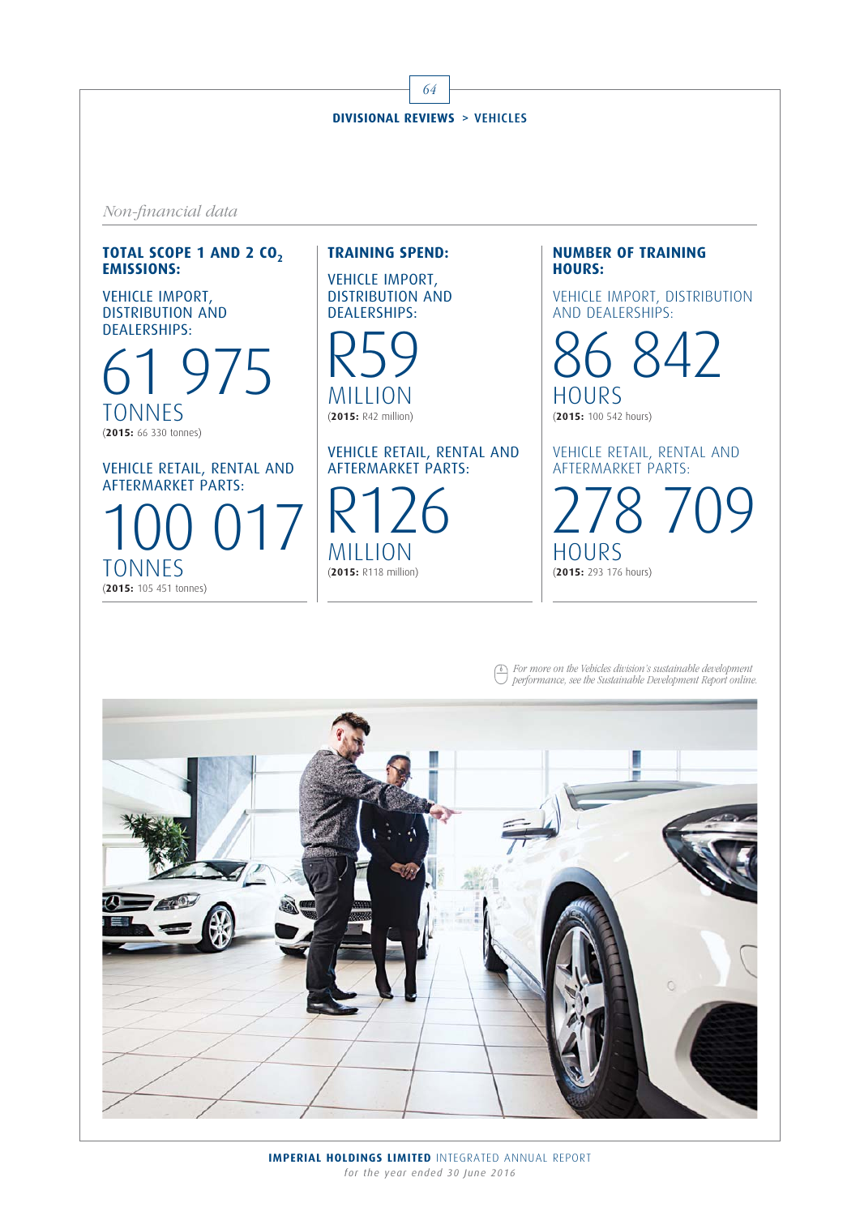*Non-financial data*

### TOTAL SCOPE 1 AND 2 $CO_2$ EMISSIONS:

VEHICLE IMPORT, DISTRIBUTION AND DEALERSHIPS:

61 975 TONNES
(**2015:** 66 330 tonnes)

VEHICLE RETAIL, RENTAL AND AFTERMARKET PARTS:

100 017 TONNES
(**2015:** 105 451 tonnes)

### TRAINING SPEND:

VEHICLE IMPORT, DISTRIBUTION AND DEALERSHIPS:

R59 MILLION
(**2015:** R42 million)

VEHICLE RETAIL, RENTAL AND AFTERMARKET PARTS:

R126 MILLION
(**2015:** R118 million)

### NUMBER OF TRAINING HOURS:

VEHICLE IMPORT, DISTRIBUTION AND DEALERSHIPS:

86 842 HOURS
(**2015:** 100 542 hours)

VEHICLE RETAIL, RENTAL AND AFTERMARKET PARTS:

278 709 HOURS
(**2015:** 293 176 hours)

*For more on the Vehicles division's sustainable development performance, see the Sustainable Development Report online.*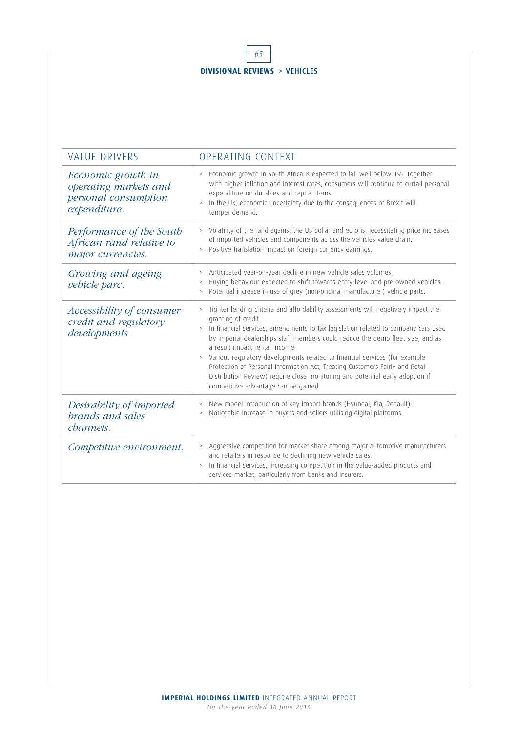| VALUE DRIVERS | OPERATING CONTEXT |
|---|---|
| *Economic growth in operating markets and personal consumption expenditure.* | > Economic growth in South Africa is expected to fall well below 1%. Together with higher inflation and interest rates, consumers will continue to curtail personal expenditure on durables and capital items.<br>> In the UK, economic uncertainty due to the consequences of Brexit will temper demand. |
| *Performance of the South African rand relative to major currencies.* | > Volatility of the rand against the US dollar and euro is necessitating price increases of imported vehicles and components across the vehicles value chain.<br>> Positive translation impact on foreign currency earnings. |
| *Growing and ageing vehicle parc.* | > Anticipated year-on-year decline in new vehicle sales volumes.<br>> Buying behaviour expected to shift towards entry-level and pre-owned vehicles.<br>> Potential increase in use of grey (non-original manufacturer) vehicle parts. |
| *Accessibility of consumer credit and regulatory developments.* | > Tighter lending criteria and affordability assessments will negatively impact the granting of credit.<br>> In financial services, amendments to tax legislation related to company cars used by Imperial dealerships staff members could reduce the demo fleet size, and as a result impact rental income.<br>> Various regulatory developments related to financial services (for example Protection of Personal Information Act, Treating Customers Fairly and Retail Distribution Review) require close monitoring and potential early adoption if competitive advantage can be gained. |
| *Desirability of imported brands and sales channels.* | > New model introduction of key import brands (Hyundai, Kia, Renault).<br>> Noticeable increase in buyers and sellers utilising digital platforms. |
| *Competitive environment.* | > Aggressive competition for market share among major automotive manufacturers and retailers in response to declining new vehicle sales.<br>> In financial services, increasing competition in the value-added products and services market, particularly from banks and insurers. |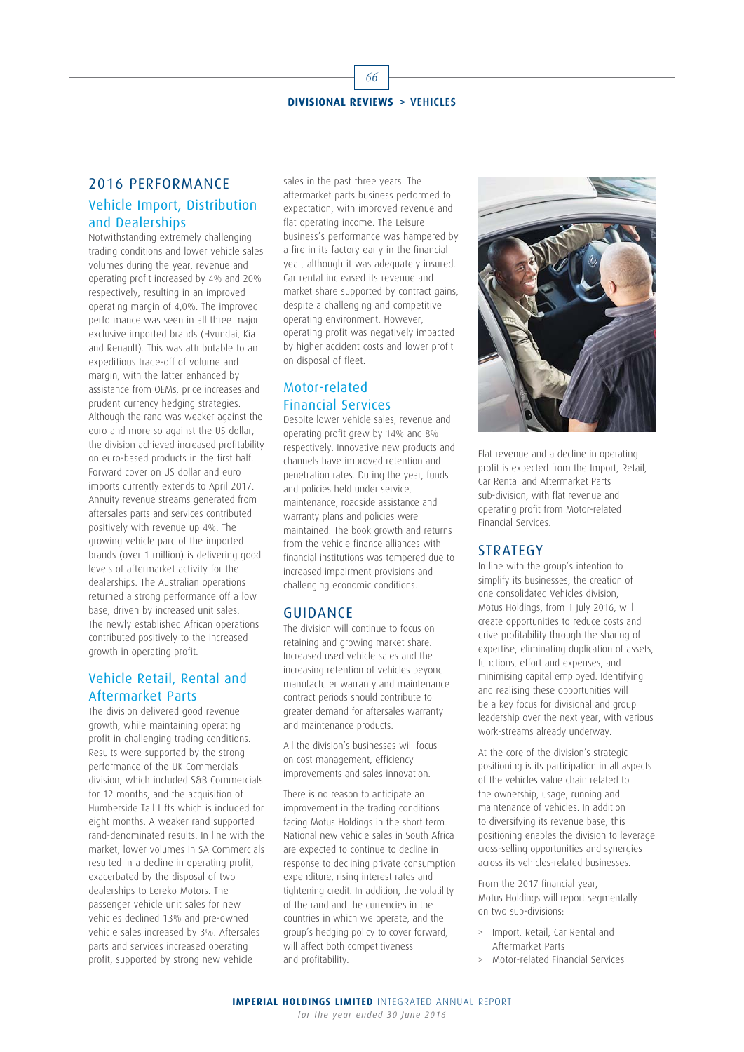**DIVISIONAL REVIEWS > VEHICLES**

## 2016 PERFORMANCE

### Vehicle Import, Distribution and Dealerships

Notwithstanding extremely challenging trading conditions and lower vehicle sales volumes during the year, revenue and operating profit increased by 4% and 20% respectively, resulting in an improved operating margin of 4,0%. The improved performance was seen in all three major exclusive imported brands (Hyundai, Kia and Renault). This was attributable to an expeditious trade-off of volume and margin, with the latter enhanced by assistance from OEMs, price increases and prudent currency hedging strategies. Although the rand was weaker against the euro and more so against the US dollar, the division achieved increased profitability on euro-based products in the first half. Forward cover on US dollar and euro imports currently extends to April 2017. Annuity revenue streams generated from aftersales parts and services contributed positively with revenue up 4%. The growing vehicle parc of the imported brands (over 1 million) is delivering good levels of aftermarket activity for the dealerships. The Australian operations returned a strong performance off a low base, driven by increased unit sales. The newly established African operations contributed positively to the increased growth in operating profit.

### Vehicle Retail, Rental and Aftermarket Parts

The division delivered good revenue growth, while maintaining operating profit in challenging trading conditions. Results were supported by the strong performance of the UK Commercials division, which included S&B Commercials for 12 months, and the acquisition of Humberside Tail Lifts which is included for eight months. A weaker rand supported rand-denominated results. In line with the market, lower volumes in SA Commercials resulted in a decline in operating profit, exacerbated by the disposal of two dealerships to Lereko Motors. The passenger vehicle unit sales for new vehicles declined 13% and pre-owned vehicle sales increased by 3%. Aftersales parts and services increased operating profit, supported by strong new vehicle sales in the past three years. The aftermarket parts business performed to expectation, with improved revenue and flat operating income. The Leisure business's performance was hampered by a fire in its factory early in the financial year, although it was adequately insured. Car rental increased its revenue and market share supported by contract gains, despite a challenging and competitive operating environment. However, operating profit was negatively impacted by higher accident costs and lower profit on disposal of fleet.

### Motor-related Financial Services

Despite lower vehicle sales, revenue and operating profit grew by 14% and 8% respectively. Innovative new products and channels have improved retention and penetration rates. During the year, funds and policies held under service, maintenance, roadside assistance and warranty plans and policies were maintained. The book growth and returns from the vehicle finance alliances with financial institutions was tempered due to increased impairment provisions and challenging economic conditions.

## GUIDANCE

The division will continue to focus on retaining and growing market share. Increased used vehicle sales and the increasing retention of vehicles beyond manufacturer warranty and maintenance contract periods should contribute to greater demand for aftersales warranty and maintenance products.

All the division's businesses will focus on cost management, efficiency improvements and sales innovation.

There is no reason to anticipate an improvement in the trading conditions facing Motus Holdings in the short term. National new vehicle sales in South Africa are expected to continue to decline in response to declining private consumption expenditure, rising interest rates and tightening credit. In addition, the volatility of the rand and the currencies in the countries in which we operate, and the group's hedging policy to cover forward, will affect both competitiveness and profitability.

Flat revenue and a decline in operating profit is expected from the Import, Retail, Car Rental and Aftermarket Parts sub-division, with flat revenue and operating profit from Motor-related Financial Services.

## STRATEGY

In line with the group's intention to simplify its businesses, the creation of one consolidated Vehicles division, Motus Holdings, from 1 July 2016, will create opportunities to reduce costs and drive profitability through the sharing of expertise, eliminating duplication of assets, functions, effort and expenses, and minimising capital employed. Identifying and realising these opportunities will be a key focus for divisional and group leadership over the next year, with various work-streams already underway.

At the core of the division's strategic positioning is its participation in all aspects of the vehicles value chain related to the ownership, usage, running and maintenance of vehicles. In addition to diversifying its revenue base, this positioning enables the division to leverage cross-selling opportunities and synergies across its vehicles-related businesses.

From the 2017 financial year, Motus Holdings will report segmentally on two sub-divisions:

- Import, Retail, Car Rental and Aftermarket Parts
- Motor-related Financial Services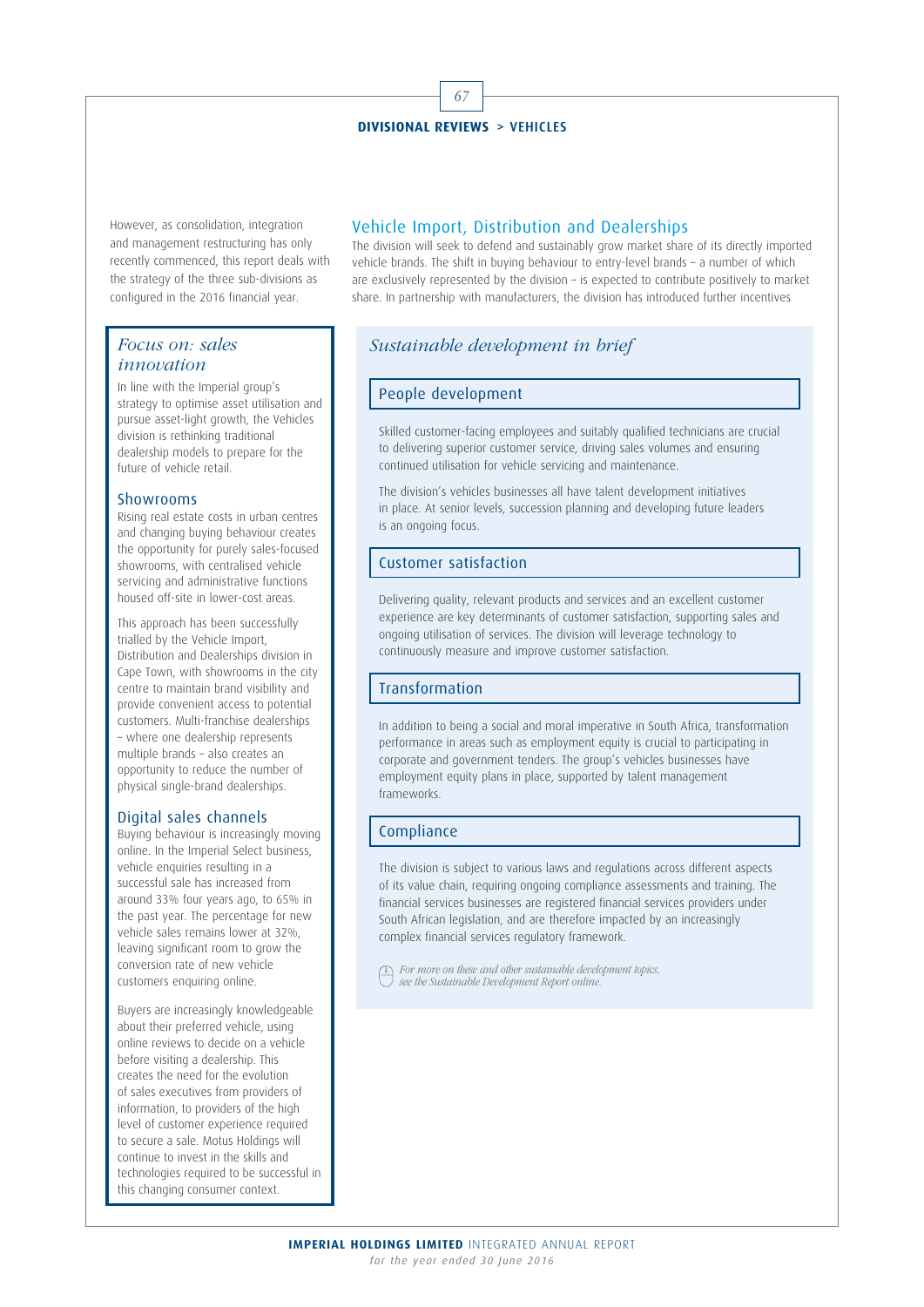However, as consolidation, integration and management restructuring has only recently commenced, this report deals with the strategy of the three sub-divisions as configured in the 2016 financial year.

## *Focus on: sales innovation*

In line with the Imperial group's strategy to optimise asset utilisation and pursue asset-light growth, the Vehicles division is rethinking traditional dealership models to prepare for the future of vehicle retail.

### Showrooms

Rising real estate costs in urban centres and changing buying behaviour creates the opportunity for purely sales-focused showrooms, with centralised vehicle servicing and administrative functions housed off-site in lower-cost areas.

This approach has been successfully trialled by the Vehicle Import, Distribution and Dealerships division in Cape Town, with showrooms in the city centre to maintain brand visibility and provide convenient access to potential customers. Multi-franchise dealerships – where one dealership represents multiple brands – also creates an opportunity to reduce the number of physical single-brand dealerships.

### Digital sales channels

Buying behaviour is increasingly moving online. In the Imperial Select business, vehicle enquiries resulting in a successful sale has increased from around 33% four years ago, to 65% in the past year. The percentage for new vehicle sales remains lower at 32%, leaving significant room to grow the conversion rate of new vehicle customers enquiring online.

Buyers are increasingly knowledgeable about their preferred vehicle, using online reviews to decide on a vehicle before visiting a dealership. This creates the need for the evolution of sales executives from providers of information, to providers of the high level of customer experience required to secure a sale. Motus Holdings will continue to invest in the skills and technologies required to be successful in this changing consumer context.

## Vehicle Import, Distribution and Dealerships

The division will seek to defend and sustainably grow market share of its directly imported vehicle brands. The shift in buying behaviour to entry-level brands – a number of which are exclusively represented by the division – is expected to contribute positively to market share. In partnership with manufacturers, the division has introduced further incentives

## *Sustainable development in brief*

### People development

Skilled customer-facing employees and suitably qualified technicians are crucial to delivering superior customer service, driving sales volumes and ensuring continued utilisation for vehicle servicing and maintenance.

The division's vehicles businesses all have talent development initiatives in place. At senior levels, succession planning and developing future leaders is an ongoing focus.

### Customer satisfaction

Delivering quality, relevant products and services and an excellent customer experience are key determinants of customer satisfaction, supporting sales and ongoing utilisation of services. The division will leverage technology to continuously measure and improve customer satisfaction.

### Transformation

In addition to being a social and moral imperative in South Africa, transformation performance in areas such as employment equity is crucial to participating in corporate and government tenders. The group's vehicles businesses have employment equity plans in place, supported by talent management frameworks.

### Compliance

The division is subject to various laws and regulations across different aspects of its value chain, requiring ongoing compliance assessments and training. The financial services businesses are registered financial services providers under South African legislation, and are therefore impacted by an increasingly complex financial services regulatory framework.

*For more on these and other sustainable development topics, see the Sustainable Development Report online.*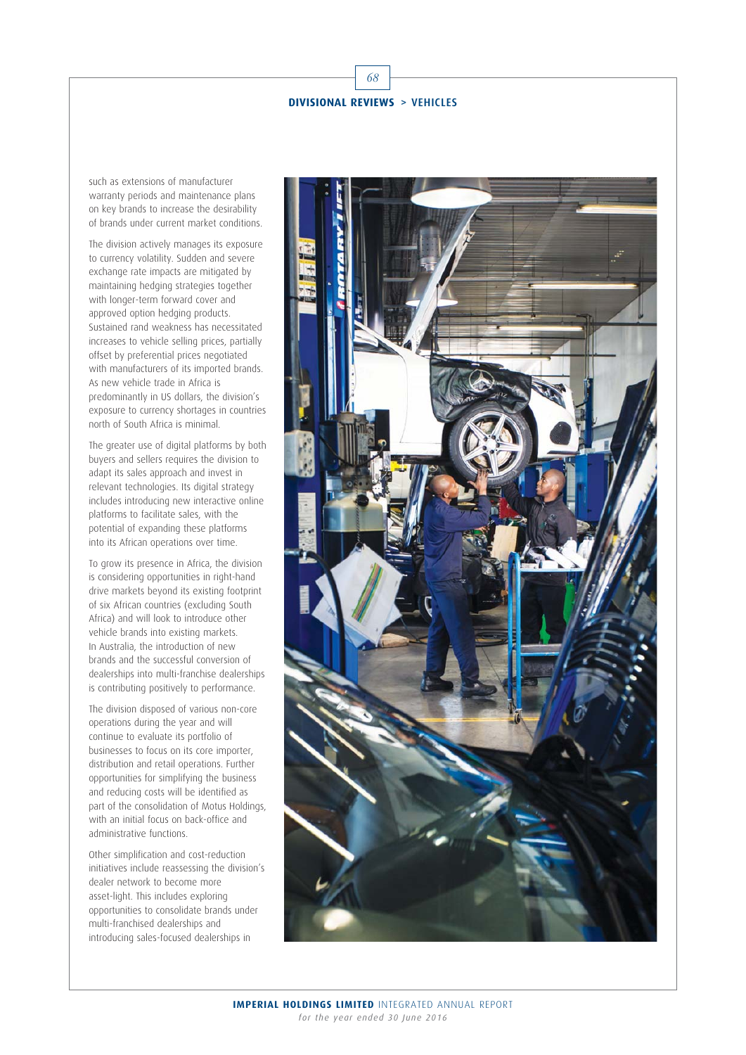such as extensions of manufacturer warranty periods and maintenance plans on key brands to increase the desirability of brands under current market conditions.

The division actively manages its exposure to currency volatility. Sudden and severe exchange rate impacts are mitigated by maintaining hedging strategies together with longer-term forward cover and approved option hedging products. Sustained rand weakness has necessitated increases to vehicle selling prices, partially offset by preferential prices negotiated with manufacturers of its imported brands. As new vehicle trade in Africa is predominantly in US dollars, the division's exposure to currency shortages in countries north of South Africa is minimal.

The greater use of digital platforms by both buyers and sellers requires the division to adapt its sales approach and invest in relevant technologies. Its digital strategy includes introducing new interactive online platforms to facilitate sales, with the potential of expanding these platforms into its African operations over time.

To grow its presence in Africa, the division is considering opportunities in right-hand drive markets beyond its existing footprint of six African countries (excluding South Africa) and will look to introduce other vehicle brands into existing markets. In Australia, the introduction of new brands and the successful conversion of dealerships into multi-franchise dealerships is contributing positively to performance.

The division disposed of various non-core operations during the year and will continue to evaluate its portfolio of businesses to focus on its core importer, distribution and retail operations. Further opportunities for simplifying the business and reducing costs will be identified as part of the consolidation of Motus Holdings, with an initial focus on back-office and administrative functions.

Other simplification and cost-reduction initiatives include reassessing the division's dealer network to become more asset-light. This includes exploring opportunities to consolidate brands under multi-franchised dealerships and introducing sales-focused dealerships in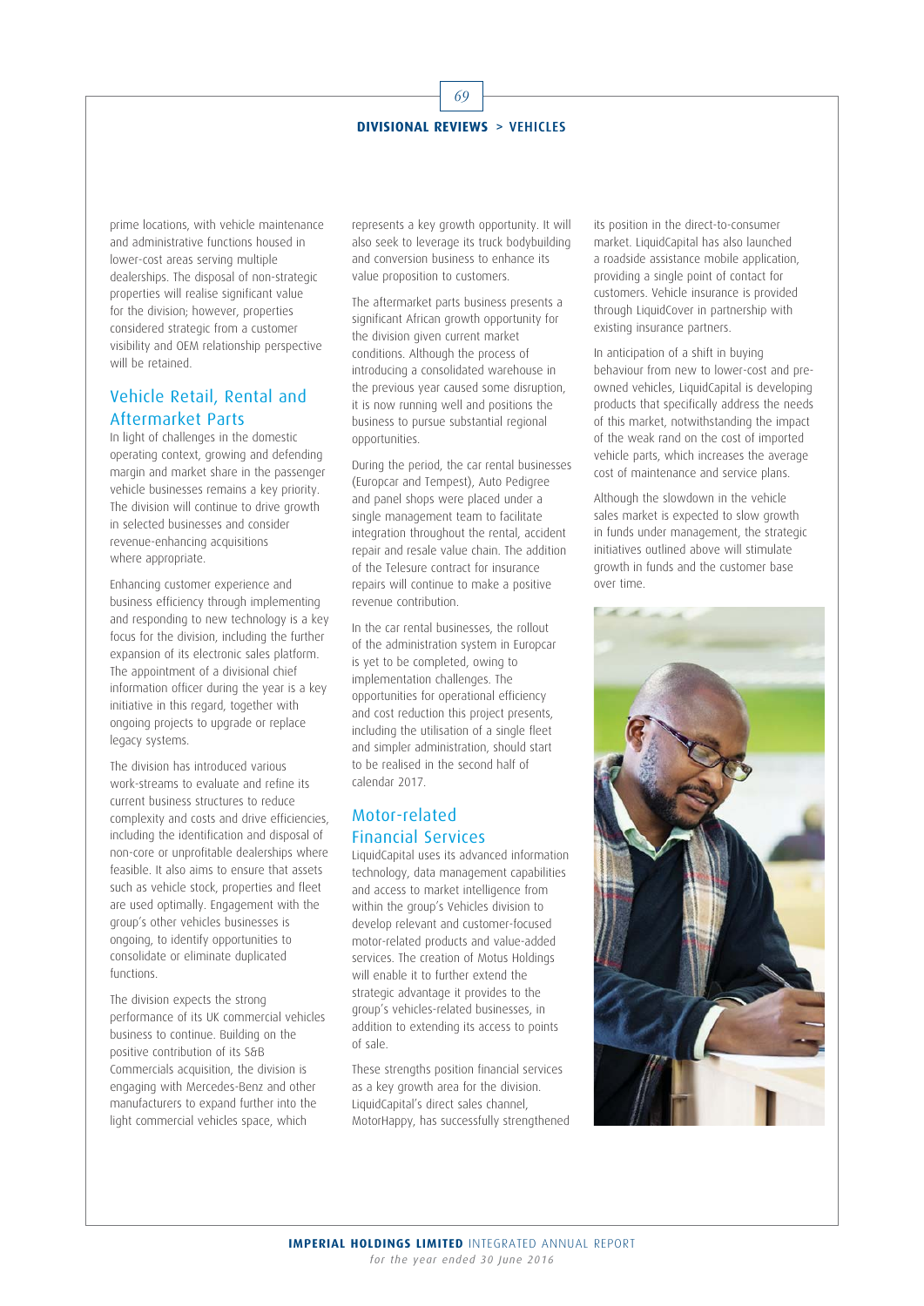prime locations, with vehicle maintenance and administrative functions housed in lower-cost areas serving multiple dealerships. The disposal of non-strategic properties will realise significant value for the division; however, properties considered strategic from a customer visibility and OEM relationship perspective will be retained.

## Vehicle Retail, Rental and Aftermarket Parts

In light of challenges in the domestic operating context, growing and defending margin and market share in the passenger vehicle businesses remains a key priority. The division will continue to drive growth in selected businesses and consider revenue-enhancing acquisitions where appropriate.

Enhancing customer experience and business efficiency through implementing and responding to new technology is a key focus for the division, including the further expansion of its electronic sales platform. The appointment of a divisional chief information officer during the year is a key initiative in this regard, together with ongoing projects to upgrade or replace legacy systems.

The division has introduced various work-streams to evaluate and refine its current business structures to reduce complexity and costs and drive efficiencies, including the identification and disposal of non-core or unprofitable dealerships where feasible. It also aims to ensure that assets such as vehicle stock, properties and fleet are used optimally. Engagement with the group's other vehicles businesses is ongoing, to identify opportunities to consolidate or eliminate duplicated functions.

The division expects the strong performance of its UK commercial vehicles business to continue. Building on the positive contribution of its S&B Commercials acquisition, the division is engaging with Mercedes-Benz and other manufacturers to expand further into the light commercial vehicles space, which represents a key growth opportunity. It will also seek to leverage its truck bodybuilding and conversion business to enhance its value proposition to customers.

The aftermarket parts business presents a significant African growth opportunity for the division given current market conditions. Although the process of introducing a consolidated warehouse in the previous year caused some disruption, it is now running well and positions the business to pursue substantial regional opportunities.

During the period, the car rental businesses (Europcar and Tempest), Auto Pedigree and panel shops were placed under a single management team to facilitate integration throughout the rental, accident repair and resale value chain. The addition of the Telesure contract for insurance repairs will continue to make a positive revenue contribution.

In the car rental businesses, the rollout of the administration system in Europcar is yet to be completed, owing to implementation challenges. The opportunities for operational efficiency and cost reduction this project presents, including the utilisation of a single fleet and simpler administration, should start to be realised in the second half of calendar 2017.

## Motor-related Financial Services

LiquidCapital uses its advanced information technology, data management capabilities and access to market intelligence from within the group's Vehicles division to develop relevant and customer-focused motor-related products and value-added services. The creation of Motus Holdings will enable it to further extend the strategic advantage it provides to the group's vehicles-related businesses, in addition to extending its access to points of sale.

These strengths position financial services as a key growth area for the division. LiquidCapital's direct sales channel, MotorHappy, has successfully strengthened its position in the direct-to-consumer market. LiquidCapital has also launched a roadside assistance mobile application, providing a single point of contact for customers. Vehicle insurance is provided through LiquidCover in partnership with existing insurance partners.

In anticipation of a shift in buying behaviour from new to lower-cost and pre-owned vehicles, LiquidCapital is developing products that specifically address the needs of this market, notwithstanding the impact of the weak rand on the cost of imported vehicle parts, which increases the average cost of maintenance and service plans.

Although the slowdown in the vehicle sales market is expected to slow growth in funds under management, the strategic initiatives outlined above will stimulate growth in funds and the customer base over time.